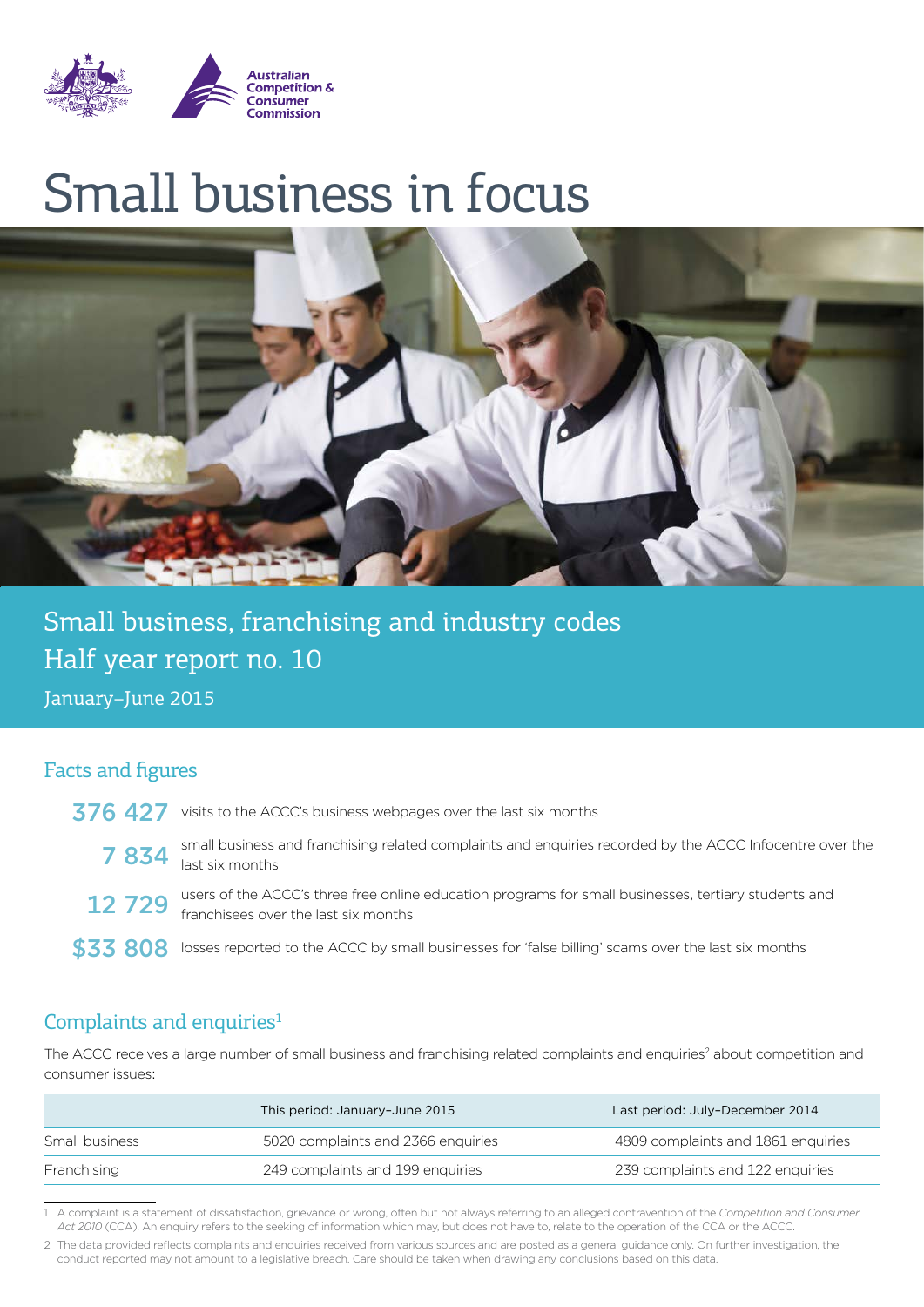Australian Competition & Consumer Commission

# Small business in focus

## Small business, franchising and industry codes

## Half year report no. 10

January–June 2015

## Facts and figures

**376 427** visits to the ACCC's business webpages over the last six months

**7 834** small business and franchising related complaints and enquiries recorded by the ACCC Infocentre over the last six months

**12 729** users of the ACCC's three free online education programs for small businesses, tertiary students and franchisees over the last six months

**$33 808** losses reported to the ACCC by small businesses for 'false billing' scams over the last six months

## Complaints and enquiries[1]

The ACCC receives a large number of small business and franchising related complaints and enquiries[2] about competition and consumer issues:

| | This period: January–June 2015 | Last period: July–December 2014 |
|---|---|---|
| Small business | 5020 complaints and 2366 enquiries | 4809 complaints and 1861 enquiries |
| Franchising | 249 complaints and 199 enquiries | 239 complaints and 122 enquiries |

1 A complaint is a statement of dissatisfaction, grievance or wrong, often but not always referring to an alleged contravention of the *Competition and Consumer Act 2010* (CCA). An enquiry refers to the seeking of information which may, but does not have to, relate to the operation of the CCA or the ACCC.

2 The data provided reflects complaints and enquiries received from various sources and are posted as a general guidance only. On further investigation, the conduct reported may not amount to a legislative breach. Care should be taken when drawing any conclusions based on this data.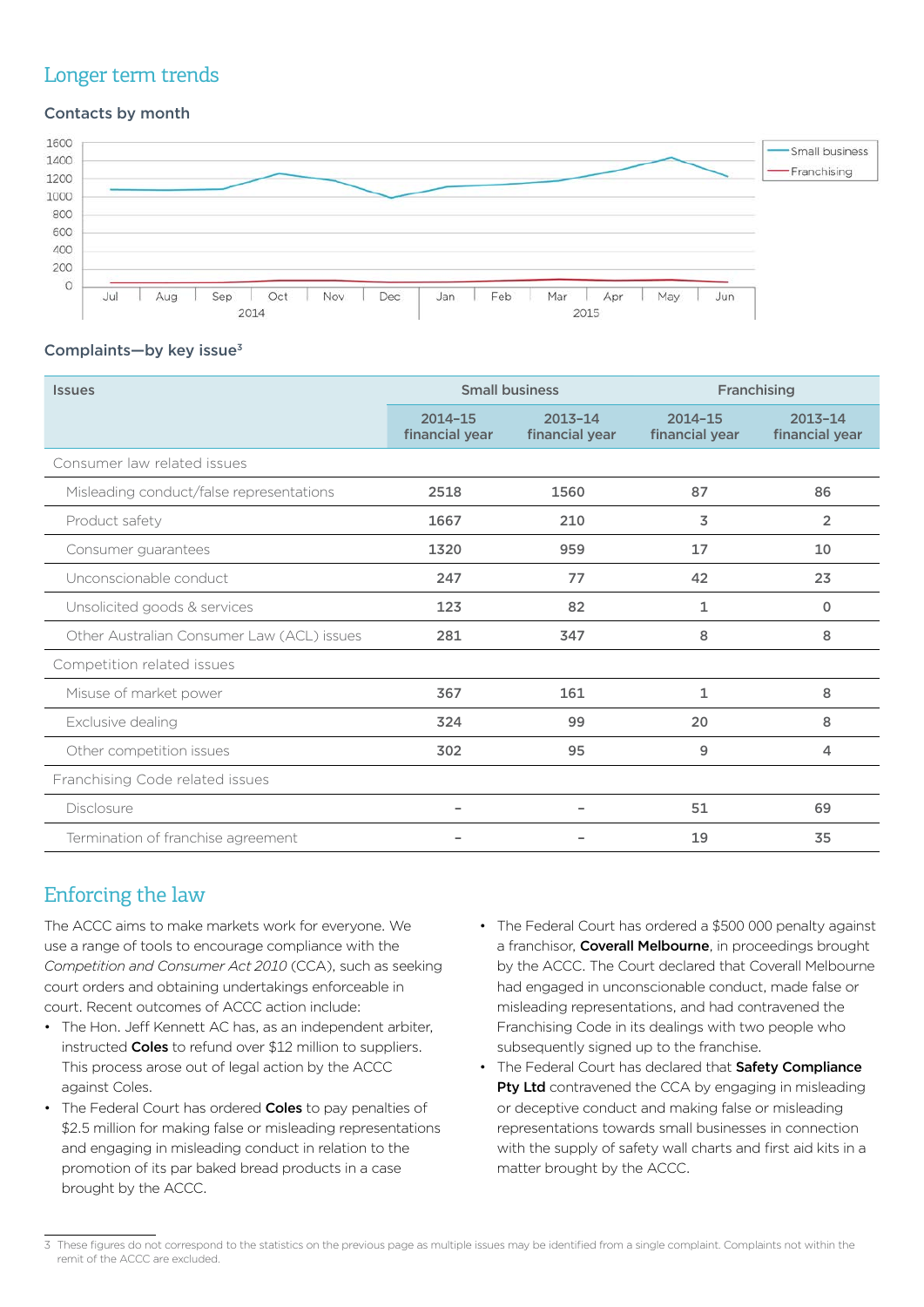## Longer term trends

### Contacts by month

### Complaints—by key issue[3]

| Issues | Small business | | Franchising | |
|---|---|---|---|---|
| | 2014–15 financial year | 2013–14 financial year | 2014–15 financial year | 2013–14 financial year |
| Consumer law related issues | | | | |
| Misleading conduct/false representations | 2518 | 1560 | 87 | 86 |
| Product safety | 1667 | 210 | 3 | 2 |
| Consumer guarantees | 1320 | 959 | 17 | 10 |
| Unconscionable conduct | 247 | 77 | 42 | 23 |
| Unsolicited goods & services | 123 | 82 | 1 | 0 |
| Other Australian Consumer Law (ACL) issues | 281 | 347 | 8 | 8 |
| Competition related issues | | | | |
| Misuse of market power | 367 | 161 | 1 | 8 |
| Exclusive dealing | 324 | 99 | 20 | 8 |
| Other competition issues | 302 | 95 | 9 | 4 |
| Franchising Code related issues | | | | |
| Disclosure | – | – | 51 | 69 |
| Termination of franchise agreement | – | – | 19 | 35 |

## Enforcing the law

The ACCC aims to make markets work for everyone. We use a range of tools to encourage compliance with the *Competition and Consumer Act 2010* (CCA), such as seeking court orders and obtaining undertakings enforceable in court. Recent outcomes of ACCC action include:

- The Hon. Jeff Kennett AC has, as an independent arbiter, instructed **Coles** to refund over $12 million to suppliers. This process arose out of legal action by the ACCC against Coles.
- The Federal Court has ordered **Coles** to pay penalties of $2.5 million for making false or misleading representations and engaging in misleading conduct in relation to the promotion of its par baked bread products in a case brought by the ACCC.
- The Federal Court has ordered a $500 000 penalty against a franchisor, **Coverall Melbourne**, in proceedings brought by the ACCC. The Court declared that Coverall Melbourne had engaged in unconscionable conduct, made false or misleading representations, and had contravened the Franchising Code in its dealings with two people who subsequently signed up to the franchise.
- The Federal Court has declared that **Safety Compliance Pty Ltd** contravened the CCA by engaging in misleading or deceptive conduct and making false or misleading representations towards small businesses in connection with the supply of safety wall charts and first aid kits in a matter brought by the ACCC.

[3] These figures do not correspond to the statistics on the previous page as multiple issues may be identified from a single complaint. Complaints not within the remit of the ACCC are excluded.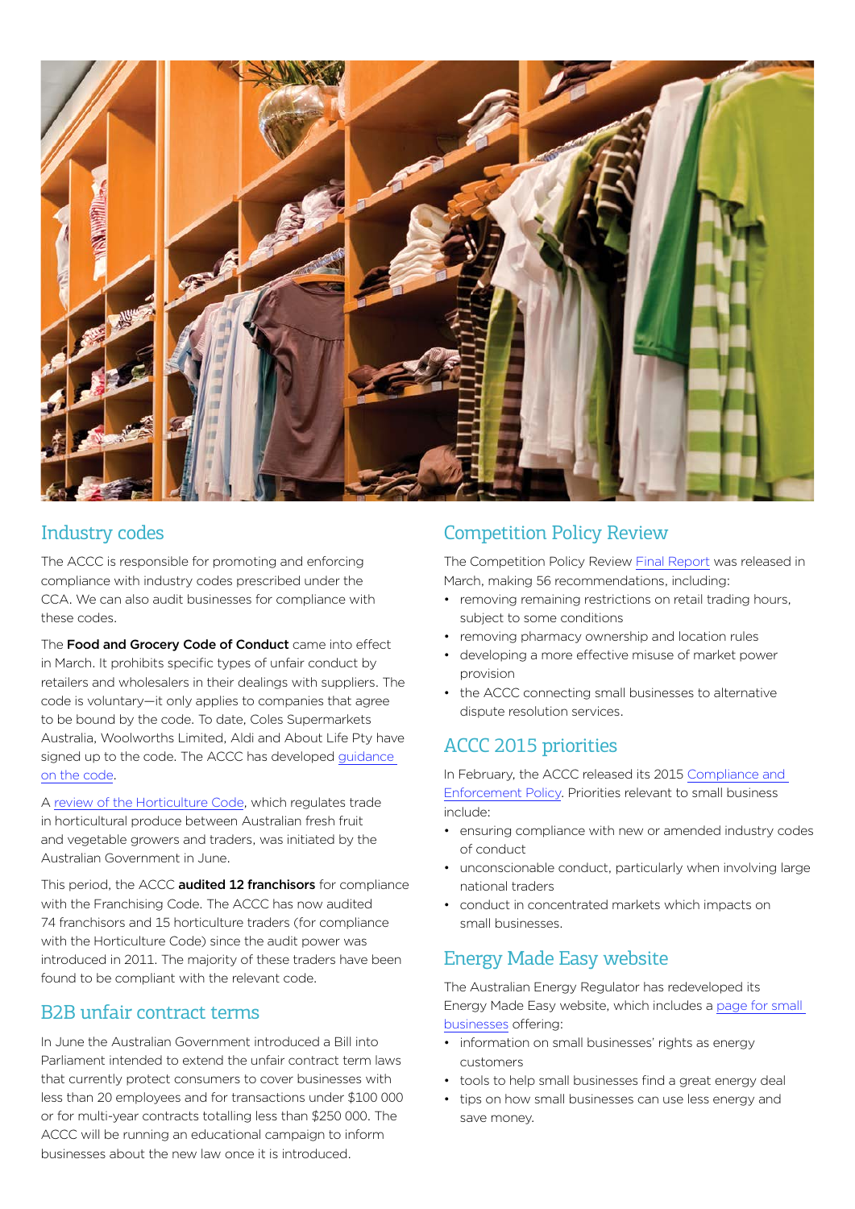## Industry codes

The ACCC is responsible for promoting and enforcing compliance with industry codes prescribed under the CCA. We can also audit businesses for compliance with these codes.

The **Food and Grocery Code of Conduct** came into effect in March. It prohibits specific types of unfair conduct by retailers and wholesalers in their dealings with suppliers. The code is voluntary—it only applies to companies that agree to be bound by the code. To date, Coles Supermarkets Australia, Woolworths Limited, Aldi and About Life Pty have signed up to the code. The ACCC has developed guidance on the code.

A review of the Horticulture Code, which regulates trade in horticultural produce between Australian fresh fruit and vegetable growers and traders, was initiated by the Australian Government in June.

This period, the ACCC **audited 12 franchisors** for compliance with the Franchising Code. The ACCC has now audited 74 franchisors and 15 horticulture traders (for compliance with the Horticulture Code) since the audit power was introduced in 2011. The majority of these traders have been found to be compliant with the relevant code.

## B2B unfair contract terms

In June the Australian Government introduced a Bill into Parliament intended to extend the unfair contract term laws that currently protect consumers to cover businesses with less than 20 employees and for transactions under $100 000 or for multi-year contracts totalling less than $250 000. The ACCC will be running an educational campaign to inform businesses about the new law once it is introduced.

## Competition Policy Review

The Competition Policy Review Final Report was released in March, making 56 recommendations, including:

- removing remaining restrictions on retail trading hours, subject to some conditions
- removing pharmacy ownership and location rules
- developing a more effective misuse of market power provision
- the ACCC connecting small businesses to alternative dispute resolution services.

## ACCC 2015 priorities

In February, the ACCC released its 2015 Compliance and Enforcement Policy. Priorities relevant to small business include:

- ensuring compliance with new or amended industry codes of conduct
- unconscionable conduct, particularly when involving large national traders
- conduct in concentrated markets which impacts on small businesses.

## Energy Made Easy website

The Australian Energy Regulator has redeveloped its Energy Made Easy website, which includes a page for small businesses offering:

- information on small businesses' rights as energy customers
- tools to help small businesses find a great energy deal
- tips on how small businesses can use less energy and save money.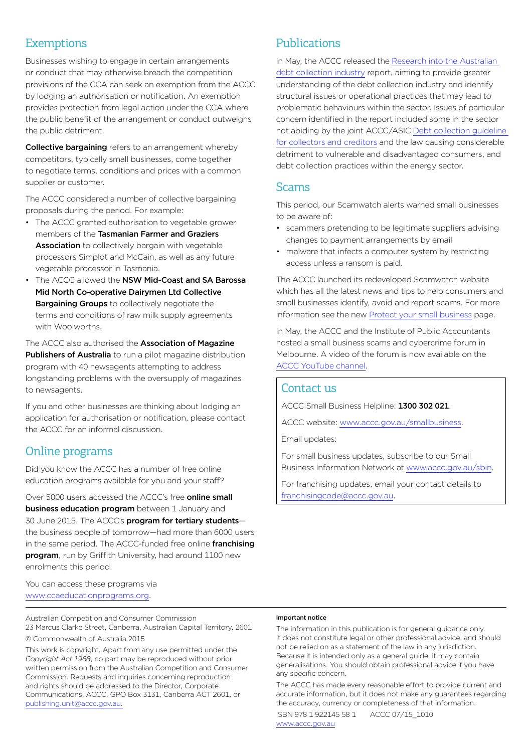## Exemptions

Businesses wishing to engage in certain arrangements or conduct that may otherwise breach the competition provisions of the CCA can seek an exemption from the ACCC by lodging an authorisation or notification. An exemption provides protection from legal action under the CCA where the public benefit of the arrangement or conduct outweighs the public detriment.

**Collective bargaining** refers to an arrangement whereby competitors, typically small businesses, come together to negotiate terms, conditions and prices with a common supplier or customer.

The ACCC considered a number of collective bargaining proposals during the period. For example:

- The ACCC granted authorisation to vegetable grower members of the **Tasmanian Farmer and Graziers Association** to collectively bargain with vegetable processors Simplot and McCain, as well as any future vegetable processor in Tasmania.
- The ACCC allowed the **NSW Mid-Coast and SA Barossa Mid North Co-operative Dairymen Ltd Collective Bargaining Groups** to collectively negotiate the terms and conditions of raw milk supply agreements with Woolworths.

The ACCC also authorised the **Association of Magazine Publishers of Australia** to run a pilot magazine distribution program with 40 newsagents attempting to address longstanding problems with the oversupply of magazines to newsagents.

If you and other businesses are thinking about lodging an application for authorisation or notification, please contact the ACCC for an informal discussion.

## Online programs

Did you know the ACCC has a number of free online education programs available for you and your staff?

Over 5000 users accessed the ACCC's free **online small business education program** between 1 January and 30 June 2015. The ACCC's **program for tertiary students**—the business people of tomorrow—had more than 6000 users in the same period. The ACCC-funded free online **franchising program**, run by Griffith University, had around 1100 new enrolments this period.

You can access these programs via www.ccaeducationprograms.org.

## Publications

In May, the ACCC released the Research into the Australian debt collection industry report, aiming to provide greater understanding of the debt collection industry and identify structural issues or operational practices that may lead to problematic behaviours within the sector. Issues of particular concern identified in the report included some in the sector not abiding by the joint ACCC/ASIC Debt collection guideline for collectors and creditors and the law causing considerable detriment to vulnerable and disadvantaged consumers, and debt collection practices within the energy sector.

## Scams

This period, our Scamwatch alerts warned small businesses to be aware of:

- scammers pretending to be legitimate suppliers advising changes to payment arrangements by email
- malware that infects a computer system by restricting access unless a ransom is paid.

The ACCC launched its redeveloped Scamwatch website which has all the latest news and tips to help consumers and small businesses identify, avoid and report scams. For more information see the new Protect your small business page.

In May, the ACCC and the Institute of Public Accountants hosted a small business scams and cybercrime forum in Melbourne. A video of the forum is now available on the ACCC YouTube channel.

## Contact us

ACCC Small Business Helpline: **1300 302 021**.

ACCC website: www.accc.gov.au/smallbusiness.

Email updates:

For small business updates, subscribe to our Small Business Information Network at www.accc.gov.au/sbin.

For franchising updates, email your contact details to franchisingcode@accc.gov.au.

---

Australian Competition and Consumer Commission
23 Marcus Clarke Street, Canberra, Australian Capital Territory, 2601

© Commonwealth of Australia 2015

This work is copyright. Apart from any use permitted under the *Copyright Act 1968*, no part may be reproduced without prior written permission from the Australian Competition and Consumer Commission. Requests and inquiries concerning reproduction and rights should be addressed to the Director, Corporate Communications, ACCC, GPO Box 3131, Canberra ACT 2601, or publishing.unit@accc.gov.au.

**Important notice**

The information in this publication is for general guidance only. It does not constitute legal or other professional advice, and should not be relied on as a statement of the law in any jurisdiction. Because it is intended only as a general guide, it may contain generalisations. You should obtain professional advice if you have any specific concern.

The ACCC has made every reasonable effort to provide current and accurate information, but it does not make any guarantees regarding the accuracy, currency or completeness of that information.

ISBN 978 1 922145 58 1 ACCC 07/15_1010

www.accc.gov.au